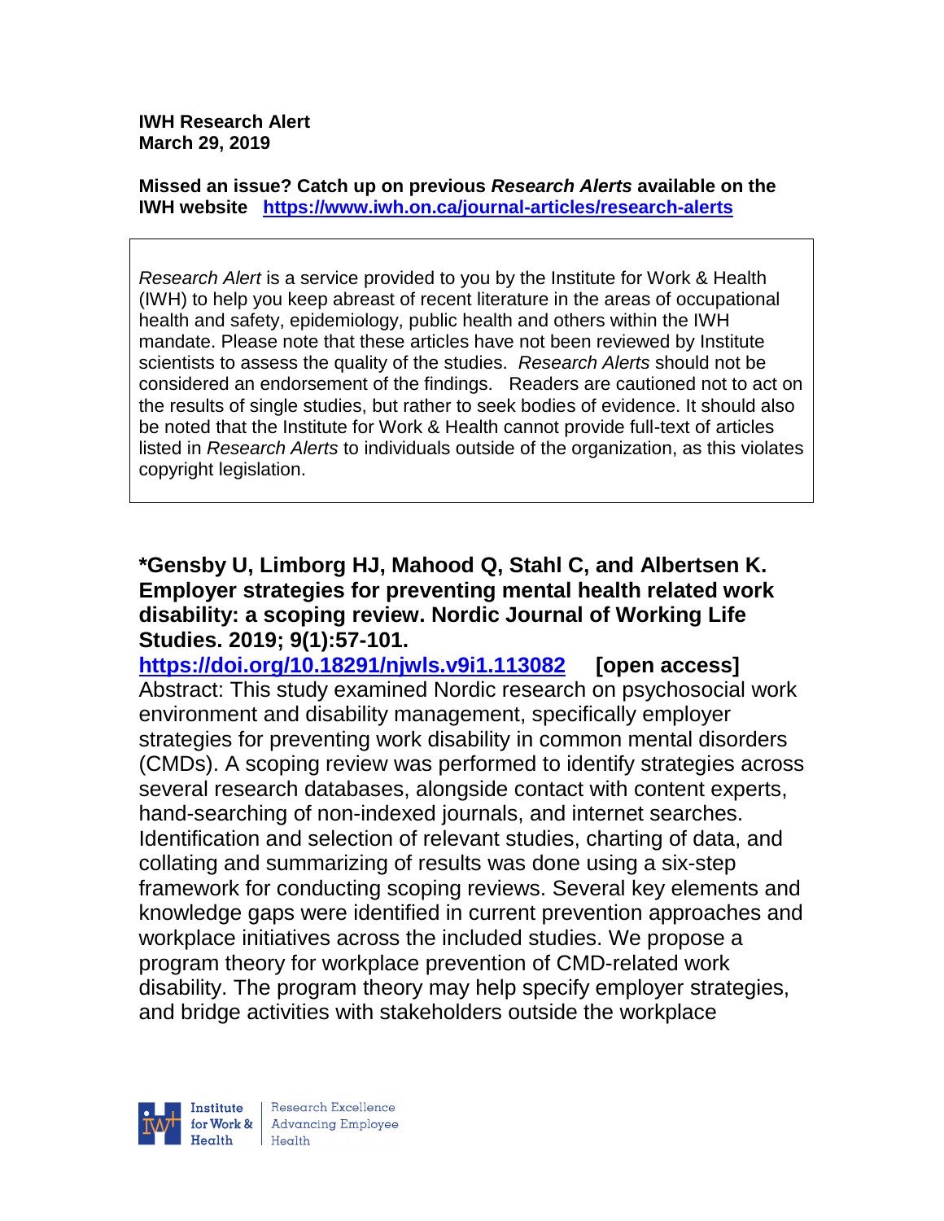**IWH Research Alert**
**March 29, 2019**

**Missed an issue? Catch up on previous *Research Alerts* available on the IWH website** **https://www.iwh.on.ca/journal-articles/research-alerts**

*Research Alert* is a service provided to you by the Institute for Work & Health (IWH) to help you keep abreast of recent literature in the areas of occupational health and safety, epidemiology, public health and others within the IWH mandate. Please note that these articles have not been reviewed by Institute scientists to assess the quality of the studies. *Research Alerts* should not be considered an endorsement of the findings. Readers are cautioned not to act on the results of single studies, but rather to seek bodies of evidence. It should also be noted that the Institute for Work & Health cannot provide full-text of articles listed in *Research Alerts* to individuals outside of the organization, as this violates copyright legislation.

**\*Gensby U, Limborg HJ, Mahood Q, Stahl C, and Albertsen K. Employer strategies for preventing mental health related work disability: a scoping review. Nordic Journal of Working Life Studies. 2019; 9(1):57-101.**
**https://doi.org/10.18291/njwls.v9i1.113082** **[open access]**
Abstract: This study examined Nordic research on psychosocial work environment and disability management, specifically employer strategies for preventing work disability in common mental disorders (CMDs). A scoping review was performed to identify strategies across several research databases, alongside contact with content experts, hand-searching of non-indexed journals, and internet searches. Identification and selection of relevant studies, charting of data, and collating and summarizing of results was done using a six-step framework for conducting scoping reviews. Several key elements and knowledge gaps were identified in current prevention approaches and workplace initiatives across the included studies. We propose a program theory for workplace prevention of CMD-related work disability. The program theory may help specify employer strategies, and bridge activities with stakeholders outside the workplace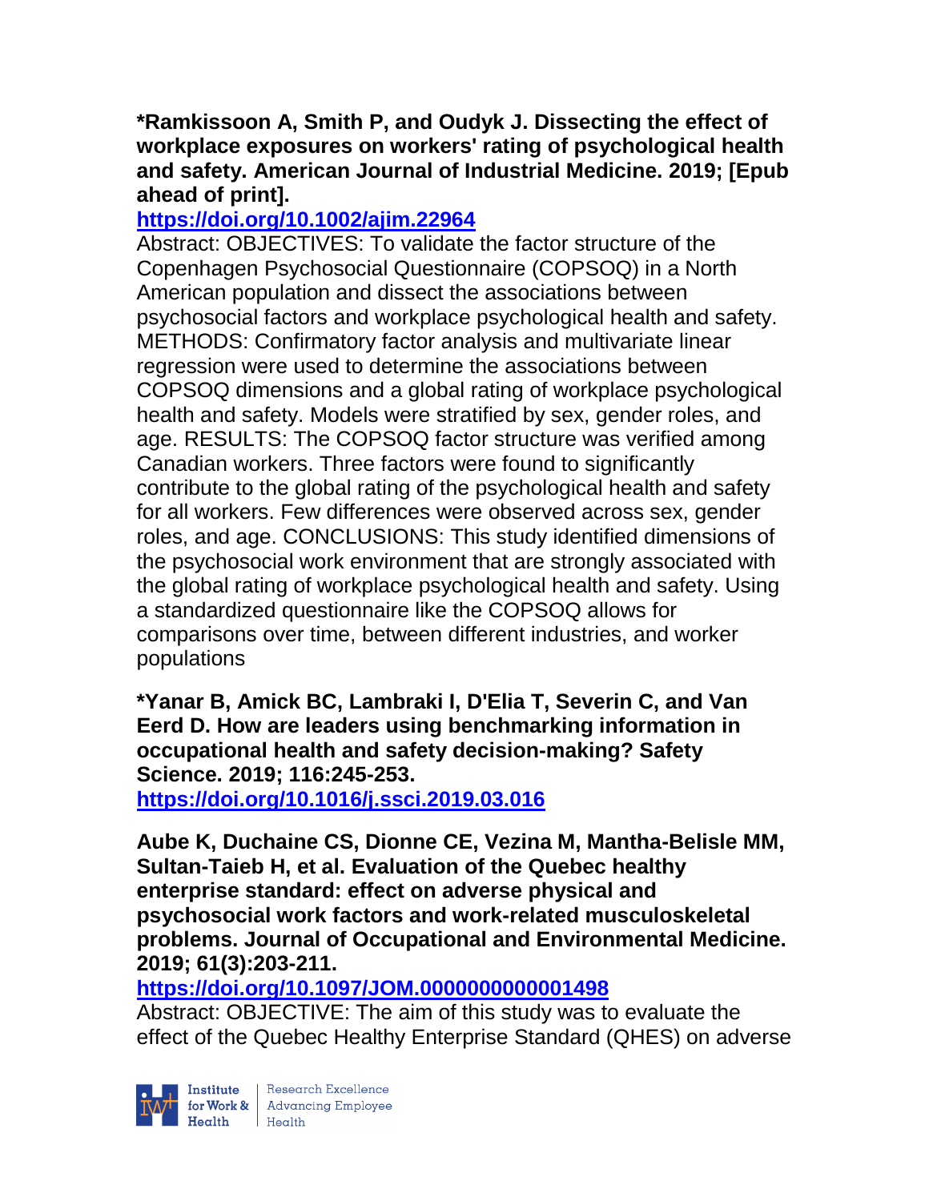**\*Ramkissoon A, Smith P, and Oudyk J. Dissecting the effect of workplace exposures on workers' rating of psychological health and safety. American Journal of Industrial Medicine. 2019; [Epub ahead of print].**

**https://doi.org/10.1002/ajim.22964**

Abstract: OBJECTIVES: To validate the factor structure of the Copenhagen Psychosocial Questionnaire (COPSOQ) in a North American population and dissect the associations between psychosocial factors and workplace psychological health and safety. METHODS: Confirmatory factor analysis and multivariate linear regression were used to determine the associations between COPSOQ dimensions and a global rating of workplace psychological health and safety. Models were stratified by sex, gender roles, and age. RESULTS: The COPSOQ factor structure was verified among Canadian workers. Three factors were found to significantly contribute to the global rating of the psychological health and safety for all workers. Few differences were observed across sex, gender roles, and age. CONCLUSIONS: This study identified dimensions of the psychosocial work environment that are strongly associated with the global rating of workplace psychological health and safety. Using a standardized questionnaire like the COPSOQ allows for comparisons over time, between different industries, and worker populations

**\*Yanar B, Amick BC, Lambraki I, D'Elia T, Severin C, and Van Eerd D. How are leaders using benchmarking information in occupational health and safety decision-making? Safety Science. 2019; 116:245-253.**

**https://doi.org/10.1016/j.ssci.2019.03.016**

**Aube K, Duchaine CS, Dionne CE, Vezina M, Mantha-Belisle MM, Sultan-Taieb H, et al. Evaluation of the Quebec healthy enterprise standard: effect on adverse physical and psychosocial work factors and work-related musculoskeletal problems. Journal of Occupational and Environmental Medicine. 2019; 61(3):203-211.**

**https://doi.org/10.1097/JOM.0000000000001498**

Abstract: OBJECTIVE: The aim of this study was to evaluate the effect of the Quebec Healthy Enterprise Standard (QHES) on adverse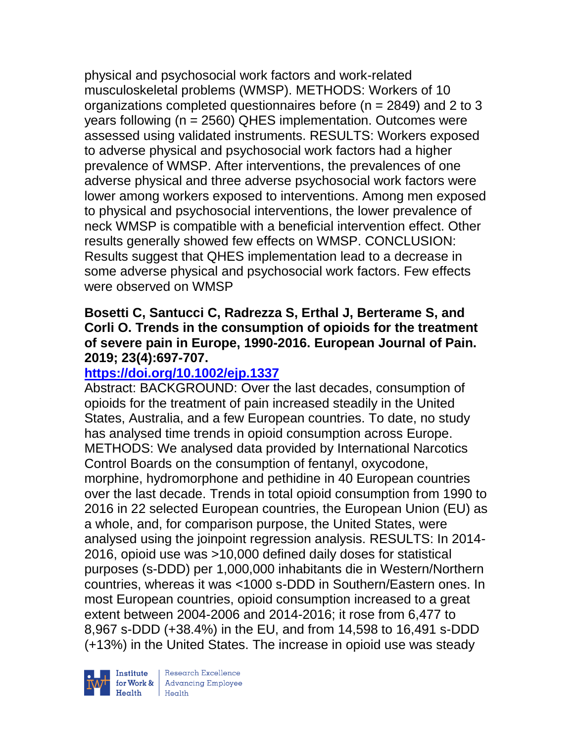physical and psychosocial work factors and work-related musculoskeletal problems (WMSP). METHODS: Workers of 10 organizations completed questionnaires before (n = 2849) and 2 to 3 years following (n = 2560) QHES implementation. Outcomes were assessed using validated instruments. RESULTS: Workers exposed to adverse physical and psychosocial work factors had a higher prevalence of WMSP. After interventions, the prevalences of one adverse physical and three adverse psychosocial work factors were lower among workers exposed to interventions. Among men exposed to physical and psychosocial interventions, the lower prevalence of neck WMSP is compatible with a beneficial intervention effect. Other results generally showed few effects on WMSP. CONCLUSION: Results suggest that QHES implementation lead to a decrease in some adverse physical and psychosocial work factors. Few effects were observed on WMSP

**Bosetti C, Santucci C, Radrezza S, Erthal J, Berterame S, and Corli O. Trends in the consumption of opioids for the treatment of severe pain in Europe, 1990-2016. European Journal of Pain. 2019; 23(4):697-707.**

https://doi.org/10.1002/ejp.1337

Abstract: BACKGROUND: Over the last decades, consumption of opioids for the treatment of pain increased steadily in the United States, Australia, and a few European countries. To date, no study has analysed time trends in opioid consumption across Europe. METHODS: We analysed data provided by International Narcotics Control Boards on the consumption of fentanyl, oxycodone, morphine, hydromorphone and pethidine in 40 European countries over the last decade. Trends in total opioid consumption from 1990 to 2016 in 22 selected European countries, the European Union (EU) as a whole, and, for comparison purpose, the United States, were analysed using the joinpoint regression analysis. RESULTS: In 2014-2016, opioid use was >10,000 defined daily doses for statistical purposes (s-DDD) per 1,000,000 inhabitants die in Western/Northern countries, whereas it was <1000 s-DDD in Southern/Eastern ones. In most European countries, opioid consumption increased to a great extent between 2004-2006 and 2014-2016; it rose from 6,477 to 8,967 s-DDD (+38.4%) in the EU, and from 14,598 to 16,491 s-DDD (+13%) in the United States. The increase in opioid use was steady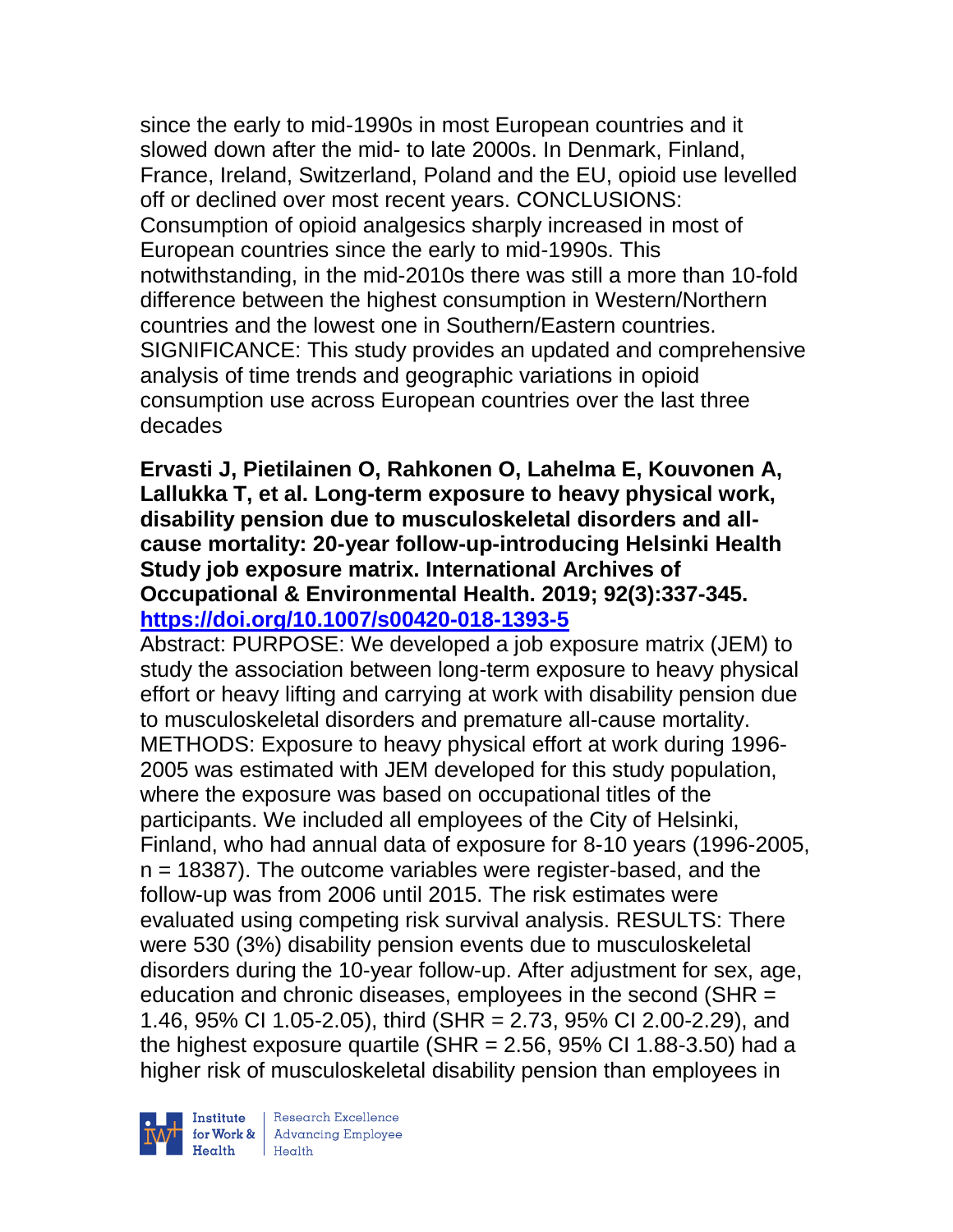since the early to mid-1990s in most European countries and it slowed down after the mid- to late 2000s. In Denmark, Finland, France, Ireland, Switzerland, Poland and the EU, opioid use levelled off or declined over most recent years. CONCLUSIONS: Consumption of opioid analgesics sharply increased in most of European countries since the early to mid-1990s. This notwithstanding, in the mid-2010s there was still a more than 10-fold difference between the highest consumption in Western/Northern countries and the lowest one in Southern/Eastern countries. SIGNIFICANCE: This study provides an updated and comprehensive analysis of time trends and geographic variations in opioid consumption use across European countries over the last three decades

**Ervasti J, Pietilainen O, Rahkonen O, Lahelma E, Kouvonen A, Lallukka T, et al. Long-term exposure to heavy physical work, disability pension due to musculoskeletal disorders and all-cause mortality: 20-year follow-up-introducing Helsinki Health Study job exposure matrix. International Archives of Occupational & Environmental Health. 2019; 92(3):337-345. https://doi.org/10.1007/s00420-018-1393-5**

Abstract: PURPOSE: We developed a job exposure matrix (JEM) to study the association between long-term exposure to heavy physical effort or heavy lifting and carrying at work with disability pension due to musculoskeletal disorders and premature all-cause mortality. METHODS: Exposure to heavy physical effort at work during 1996-2005 was estimated with JEM developed for this study population, where the exposure was based on occupational titles of the participants. We included all employees of the City of Helsinki, Finland, who had annual data of exposure for 8-10 years (1996-2005, n = 18387). The outcome variables were register-based, and the follow-up was from 2006 until 2015. The risk estimates were evaluated using competing risk survival analysis. RESULTS: There were 530 (3%) disability pension events due to musculoskeletal disorders during the 10-year follow-up. After adjustment for sex, age, education and chronic diseases, employees in the second (SHR = 1.46, 95% CI 1.05-2.05), third (SHR = 2.73, 95% CI 2.00-2.29), and the highest exposure quartile (SHR = 2.56, 95% CI 1.88-3.50) had a higher risk of musculoskeletal disability pension than employees in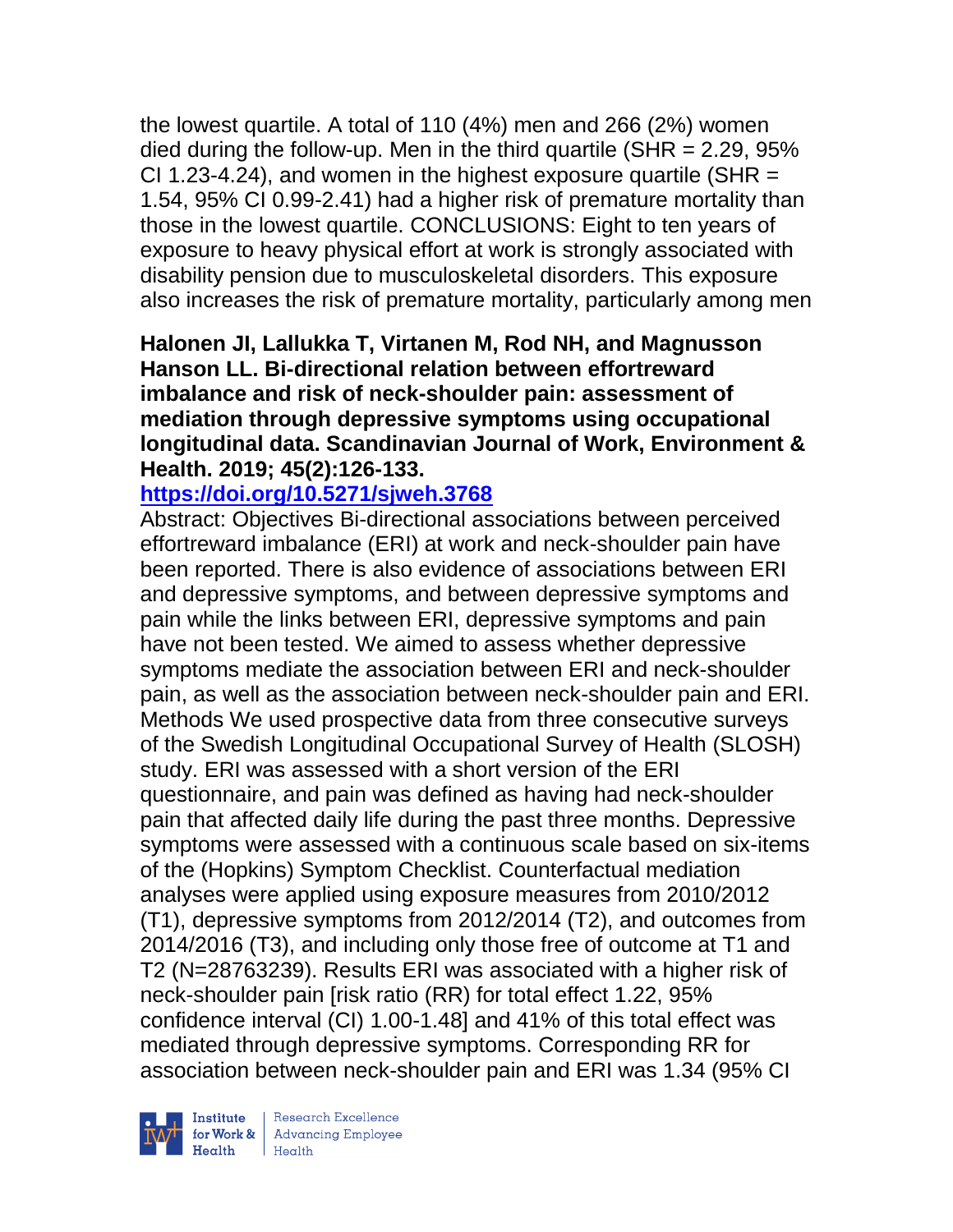the lowest quartile. A total of 110 (4%) men and 266 (2%) women died during the follow-up. Men in the third quartile (SHR = 2.29, 95% CI 1.23-4.24), and women in the highest exposure quartile (SHR = 1.54, 95% CI 0.99-2.41) had a higher risk of premature mortality than those in the lowest quartile. CONCLUSIONS: Eight to ten years of exposure to heavy physical effort at work is strongly associated with disability pension due to musculoskeletal disorders. This exposure also increases the risk of premature mortality, particularly among men

**Halonen JI, Lallukka T, Virtanen M, Rod NH, and Magnusson Hanson LL. Bi-directional relation between effortreward imbalance and risk of neck-shoulder pain: assessment of mediation through depressive symptoms using occupational longitudinal data. Scandinavian Journal of Work, Environment & Health. 2019; 45(2):126-133.**

**https://doi.org/10.5271/sjweh.3768**

Abstract: Objectives Bi-directional associations between perceived effortreward imbalance (ERI) at work and neck-shoulder pain have been reported. There is also evidence of associations between ERI and depressive symptoms, and between depressive symptoms and pain while the links between ERI, depressive symptoms and pain have not been tested. We aimed to assess whether depressive symptoms mediate the association between ERI and neck-shoulder pain, as well as the association between neck-shoulder pain and ERI. Methods We used prospective data from three consecutive surveys of the Swedish Longitudinal Occupational Survey of Health (SLOSH) study. ERI was assessed with a short version of the ERI questionnaire, and pain was defined as having had neck-shoulder pain that affected daily life during the past three months. Depressive symptoms were assessed with a continuous scale based on six-items of the (Hopkins) Symptom Checklist. Counterfactual mediation analyses were applied using exposure measures from 2010/2012 (T1), depressive symptoms from 2012/2014 (T2), and outcomes from 2014/2016 (T3), and including only those free of outcome at T1 and T2 (N=28763239). Results ERI was associated with a higher risk of neck-shoulder pain [risk ratio (RR) for total effect 1.22, 95% confidence interval (CI) 1.00-1.48] and 41% of this total effect was mediated through depressive symptoms. Corresponding RR for association between neck-shoulder pain and ERI was 1.34 (95% CI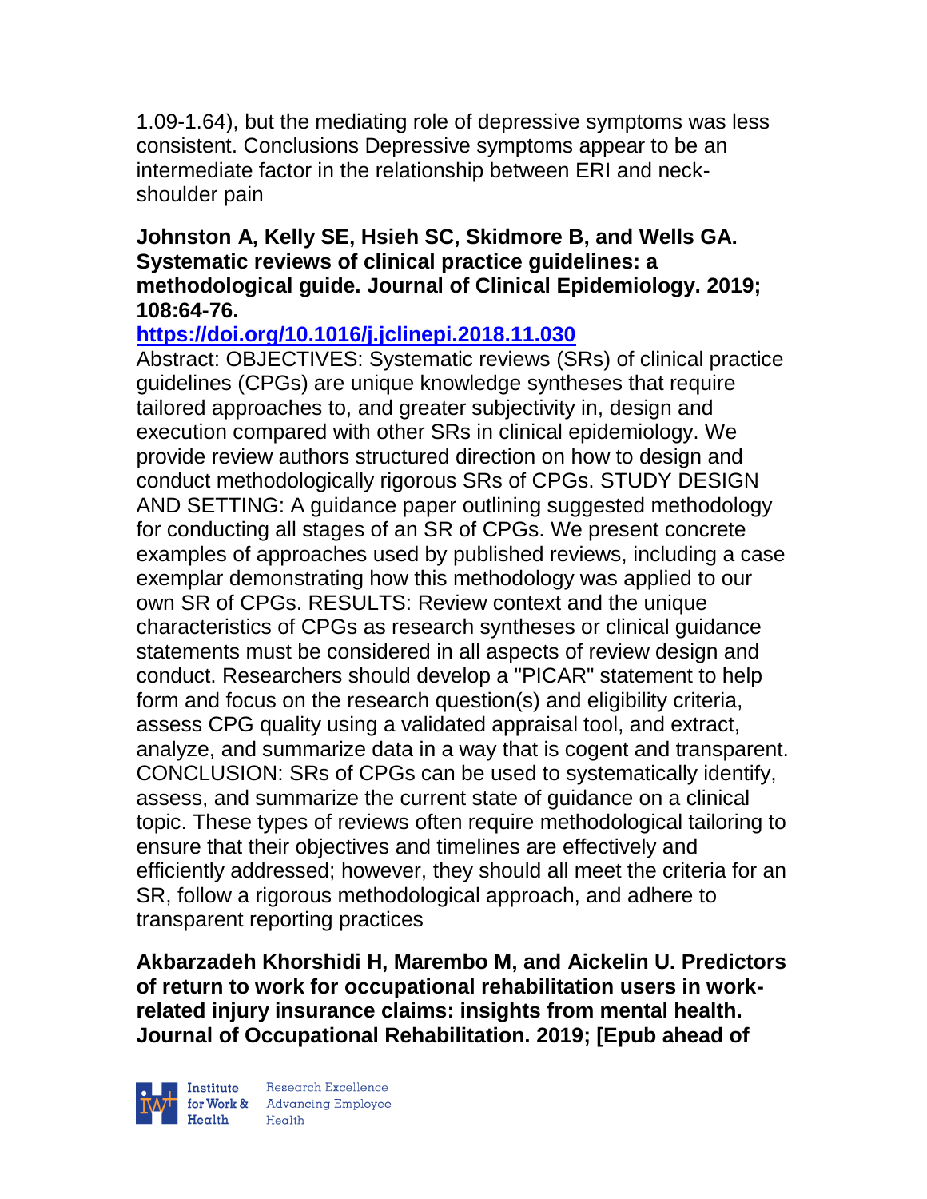1.09-1.64), but the mediating role of depressive symptoms was less consistent. Conclusions Depressive symptoms appear to be an intermediate factor in the relationship between ERI and neck-shoulder pain

**Johnston A, Kelly SE, Hsieh SC, Skidmore B, and Wells GA. Systematic reviews of clinical practice guidelines: a methodological guide. Journal of Clinical Epidemiology. 2019; 108:64-76.**

**https://doi.org/10.1016/j.jclinepi.2018.11.030**

Abstract: OBJECTIVES: Systematic reviews (SRs) of clinical practice guidelines (CPGs) are unique knowledge syntheses that require tailored approaches to, and greater subjectivity in, design and execution compared with other SRs in clinical epidemiology. We provide review authors structured direction on how to design and conduct methodologically rigorous SRs of CPGs. STUDY DESIGN AND SETTING: A guidance paper outlining suggested methodology for conducting all stages of an SR of CPGs. We present concrete examples of approaches used by published reviews, including a case exemplar demonstrating how this methodology was applied to our own SR of CPGs. RESULTS: Review context and the unique characteristics of CPGs as research syntheses or clinical guidance statements must be considered in all aspects of review design and conduct. Researchers should develop a "PICAR" statement to help form and focus on the research question(s) and eligibility criteria, assess CPG quality using a validated appraisal tool, and extract, analyze, and summarize data in a way that is cogent and transparent. CONCLUSION: SRs of CPGs can be used to systematically identify, assess, and summarize the current state of guidance on a clinical topic. These types of reviews often require methodological tailoring to ensure that their objectives and timelines are effectively and efficiently addressed; however, they should all meet the criteria for an SR, follow a rigorous methodological approach, and adhere to transparent reporting practices

**Akbarzadeh Khorshidi H, Marembo M, and Aickelin U. Predictors of return to work for occupational rehabilitation users in work-related injury insurance claims: insights from mental health. Journal of Occupational Rehabilitation. 2019; [Epub ahead of**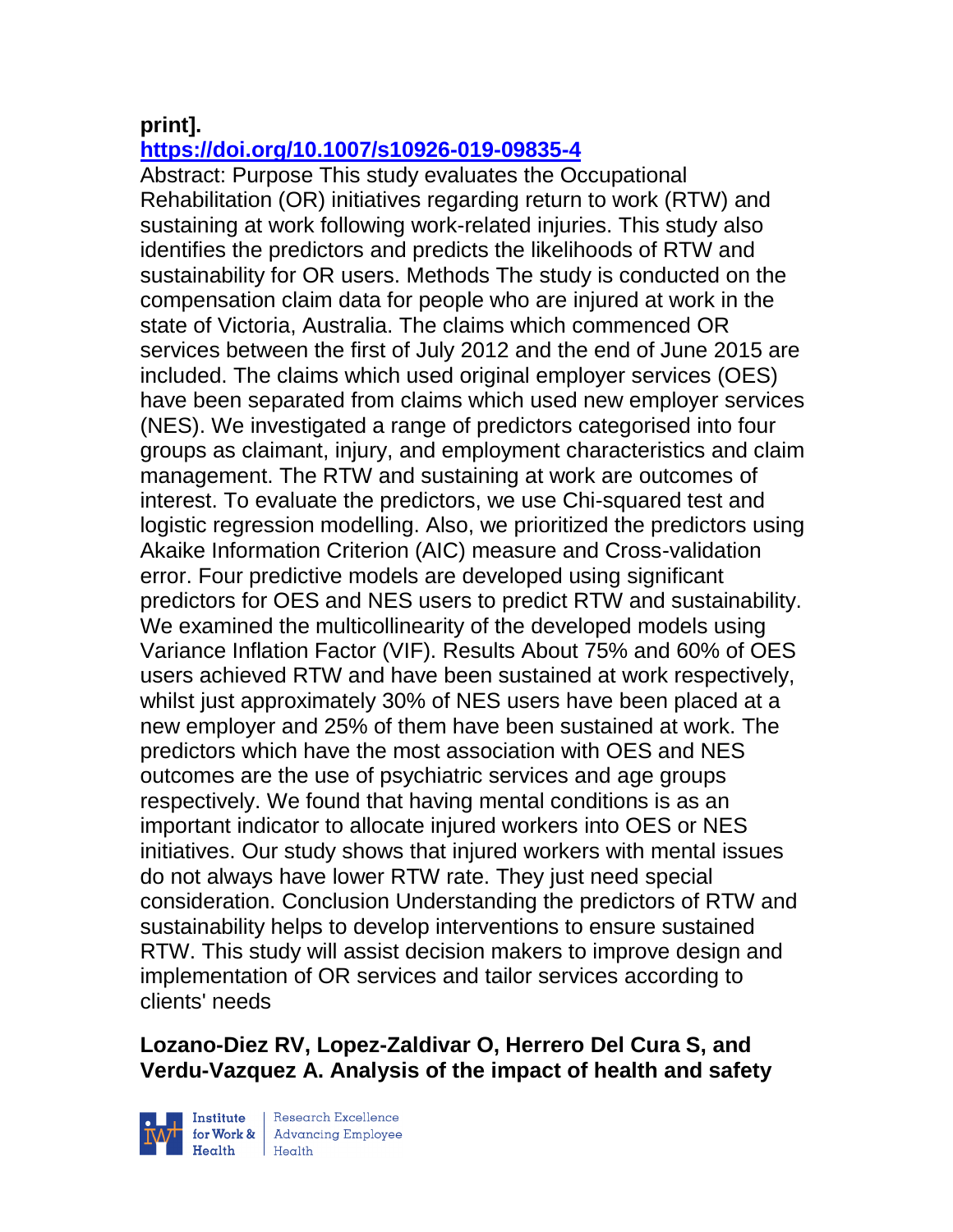**print].**
**https://doi.org/10.1007/s10926-019-09835-4**

Abstract: Purpose This study evaluates the Occupational Rehabilitation (OR) initiatives regarding return to work (RTW) and sustaining at work following work-related injuries. This study also identifies the predictors and predicts the likelihoods of RTW and sustainability for OR users. Methods The study is conducted on the compensation claim data for people who are injured at work in the state of Victoria, Australia. The claims which commenced OR services between the first of July 2012 and the end of June 2015 are included. The claims which used original employer services (OES) have been separated from claims which used new employer services (NES). We investigated a range of predictors categorised into four groups as claimant, injury, and employment characteristics and claim management. The RTW and sustaining at work are outcomes of interest. To evaluate the predictors, we use Chi-squared test and logistic regression modelling. Also, we prioritized the predictors using Akaike Information Criterion (AIC) measure and Cross-validation error. Four predictive models are developed using significant predictors for OES and NES users to predict RTW and sustainability. We examined the multicollinearity of the developed models using Variance Inflation Factor (VIF). Results About 75% and 60% of OES users achieved RTW and have been sustained at work respectively, whilst just approximately 30% of NES users have been placed at a new employer and 25% of them have been sustained at work. The predictors which have the most association with OES and NES outcomes are the use of psychiatric services and age groups respectively. We found that having mental conditions is as an important indicator to allocate injured workers into OES or NES initiatives. Our study shows that injured workers with mental issues do not always have lower RTW rate. They just need special consideration. Conclusion Understanding the predictors of RTW and sustainability helps to develop interventions to ensure sustained RTW. This study will assist decision makers to improve design and implementation of OR services and tailor services according to clients' needs

**Lozano-Diez RV, Lopez-Zaldivar O, Herrero Del Cura S, and Verdu-Vazquez A. Analysis of the impact of health and safety**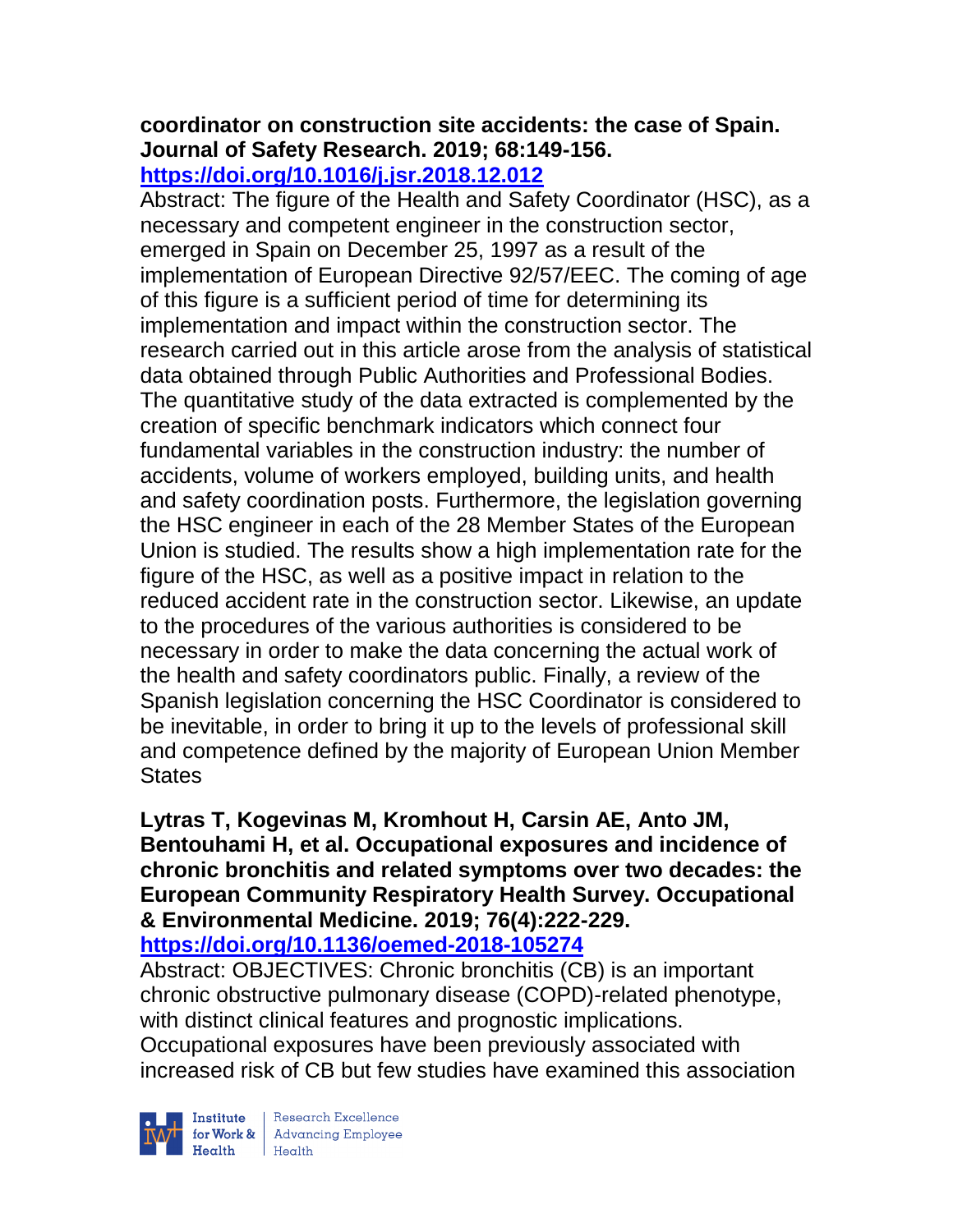**coordinator on construction site accidents: the case of Spain. Journal of Safety Research. 2019; 68:149-156.**
**https://doi.org/10.1016/j.jsr.2018.12.012**

Abstract: The figure of the Health and Safety Coordinator (HSC), as a necessary and competent engineer in the construction sector, emerged in Spain on December 25, 1997 as a result of the implementation of European Directive 92/57/EEC. The coming of age of this figure is a sufficient period of time for determining its implementation and impact within the construction sector. The research carried out in this article arose from the analysis of statistical data obtained through Public Authorities and Professional Bodies. The quantitative study of the data extracted is complemented by the creation of specific benchmark indicators which connect four fundamental variables in the construction industry: the number of accidents, volume of workers employed, building units, and health and safety coordination posts. Furthermore, the legislation governing the HSC engineer in each of the 28 Member States of the European Union is studied. The results show a high implementation rate for the figure of the HSC, as well as a positive impact in relation to the reduced accident rate in the construction sector. Likewise, an update to the procedures of the various authorities is considered to be necessary in order to make the data concerning the actual work of the health and safety coordinators public. Finally, a review of the Spanish legislation concerning the HSC Coordinator is considered to be inevitable, in order to bring it up to the levels of professional skill and competence defined by the majority of European Union Member States

**Lytras T, Kogevinas M, Kromhout H, Carsin AE, Anto JM, Bentouhami H, et al. Occupational exposures and incidence of chronic bronchitis and related symptoms over two decades: the European Community Respiratory Health Survey. Occupational & Environmental Medicine. 2019; 76(4):222-229.**
**https://doi.org/10.1136/oemed-2018-105274**

Abstract: OBJECTIVES: Chronic bronchitis (CB) is an important chronic obstructive pulmonary disease (COPD)-related phenotype, with distinct clinical features and prognostic implications. Occupational exposures have been previously associated with increased risk of CB but few studies have examined this association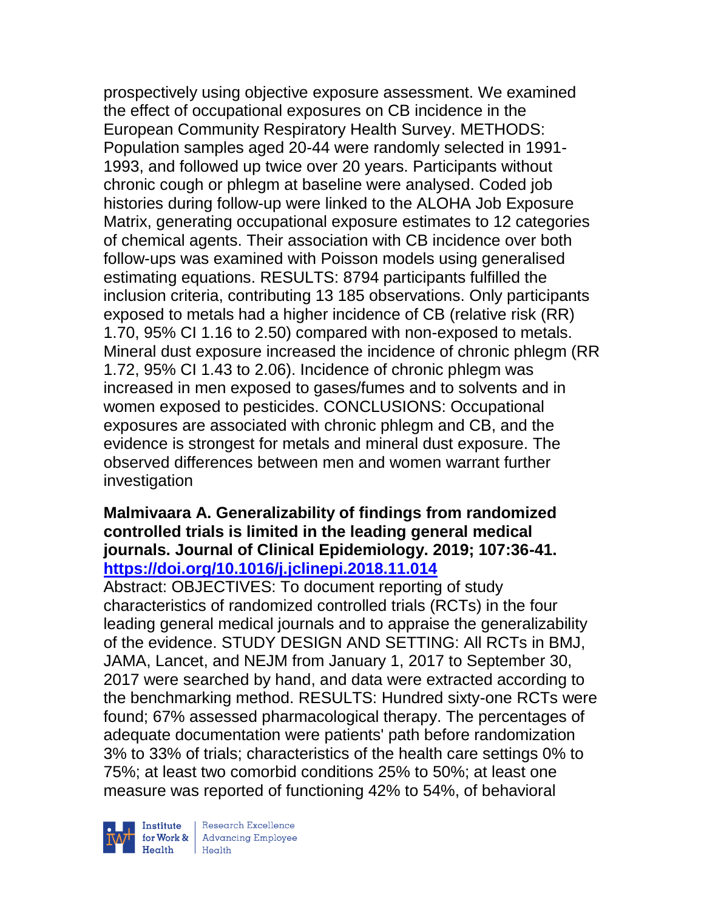prospectively using objective exposure assessment. We examined the effect of occupational exposures on CB incidence in the European Community Respiratory Health Survey. METHODS: Population samples aged 20-44 were randomly selected in 1991-1993, and followed up twice over 20 years. Participants without chronic cough or phlegm at baseline were analysed. Coded job histories during follow-up were linked to the ALOHA Job Exposure Matrix, generating occupational exposure estimates to 12 categories of chemical agents. Their association with CB incidence over both follow-ups was examined with Poisson models using generalised estimating equations. RESULTS: 8794 participants fulfilled the inclusion criteria, contributing 13 185 observations. Only participants exposed to metals had a higher incidence of CB (relative risk (RR) 1.70, 95% CI 1.16 to 2.50) compared with non-exposed to metals. Mineral dust exposure increased the incidence of chronic phlegm (RR 1.72, 95% CI 1.43 to 2.06). Incidence of chronic phlegm was increased in men exposed to gases/fumes and to solvents and in women exposed to pesticides. CONCLUSIONS: Occupational exposures are associated with chronic phlegm and CB, and the evidence is strongest for metals and mineral dust exposure. The observed differences between men and women warrant further investigation

**Malmivaara A. Generalizability of findings from randomized controlled trials is limited in the leading general medical journals. Journal of Clinical Epidemiology. 2019; 107:36-41. https://doi.org/10.1016/j.jclinepi.2018.11.014**

Abstract: OBJECTIVES: To document reporting of study characteristics of randomized controlled trials (RCTs) in the four leading general medical journals and to appraise the generalizability of the evidence. STUDY DESIGN AND SETTING: All RCTs in BMJ, JAMA, Lancet, and NEJM from January 1, 2017 to September 30, 2017 were searched by hand, and data were extracted according to the benchmarking method. RESULTS: Hundred sixty-one RCTs were found; 67% assessed pharmacological therapy. The percentages of adequate documentation were patients' path before randomization 3% to 33% of trials; characteristics of the health care settings 0% to 75%; at least two comorbid conditions 25% to 50%; at least one measure was reported of functioning 42% to 54%, of behavioral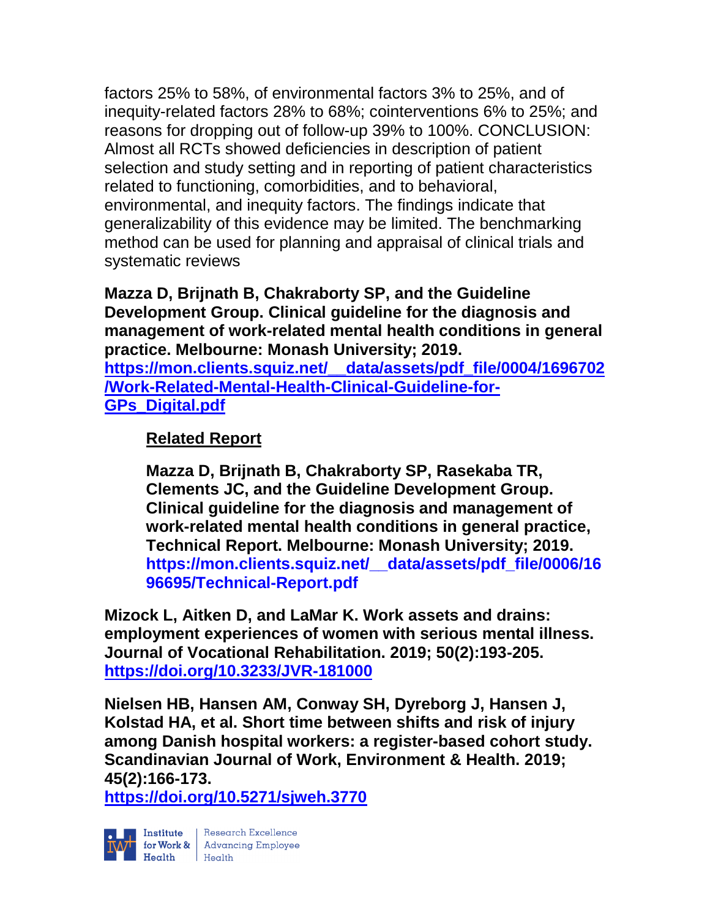factors 25% to 58%, of environmental factors 3% to 25%, and of inequity-related factors 28% to 68%; cointerventions 6% to 25%; and reasons for dropping out of follow-up 39% to 100%. CONCLUSION: Almost all RCTs showed deficiencies in description of patient selection and study setting and in reporting of patient characteristics related to functioning, comorbidities, and to behavioral, environmental, and inequity factors. The findings indicate that generalizability of this evidence may be limited. The benchmarking method can be used for planning and appraisal of clinical trials and systematic reviews

**Mazza D, Brijnath B, Chakraborty SP, and the Guideline Development Group. Clinical guideline for the diagnosis and management of work-related mental health conditions in general practice. Melbourne: Monash University; 2019.**
**https://mon.clients.squiz.net/__data/assets/pdf_file/0004/1696702/Work-Related-Mental-Health-Clinical-Guideline-for-GPs_Digital.pdf**

> **Related Report**
>
> **Mazza D, Brijnath B, Chakraborty SP, Rasekaba TR, Clements JC, and the Guideline Development Group. Clinical guideline for the diagnosis and management of work-related mental health conditions in general practice, Technical Report. Melbourne: Monash University; 2019.**
> **https://mon.clients.squiz.net/__data/assets/pdf_file/0006/1696695/Technical-Report.pdf**

**Mizock L, Aitken D, and LaMar K. Work assets and drains: employment experiences of women with serious mental illness. Journal of Vocational Rehabilitation. 2019; 50(2):193-205.**
**https://doi.org/10.3233/JVR-181000**

**Nielsen HB, Hansen AM, Conway SH, Dyreborg J, Hansen J, Kolstad HA, et al. Short time between shifts and risk of injury among Danish hospital workers: a register-based cohort study. Scandinavian Journal of Work, Environment & Health. 2019; 45(2):166-173.**
**https://doi.org/10.5271/sjweh.3770**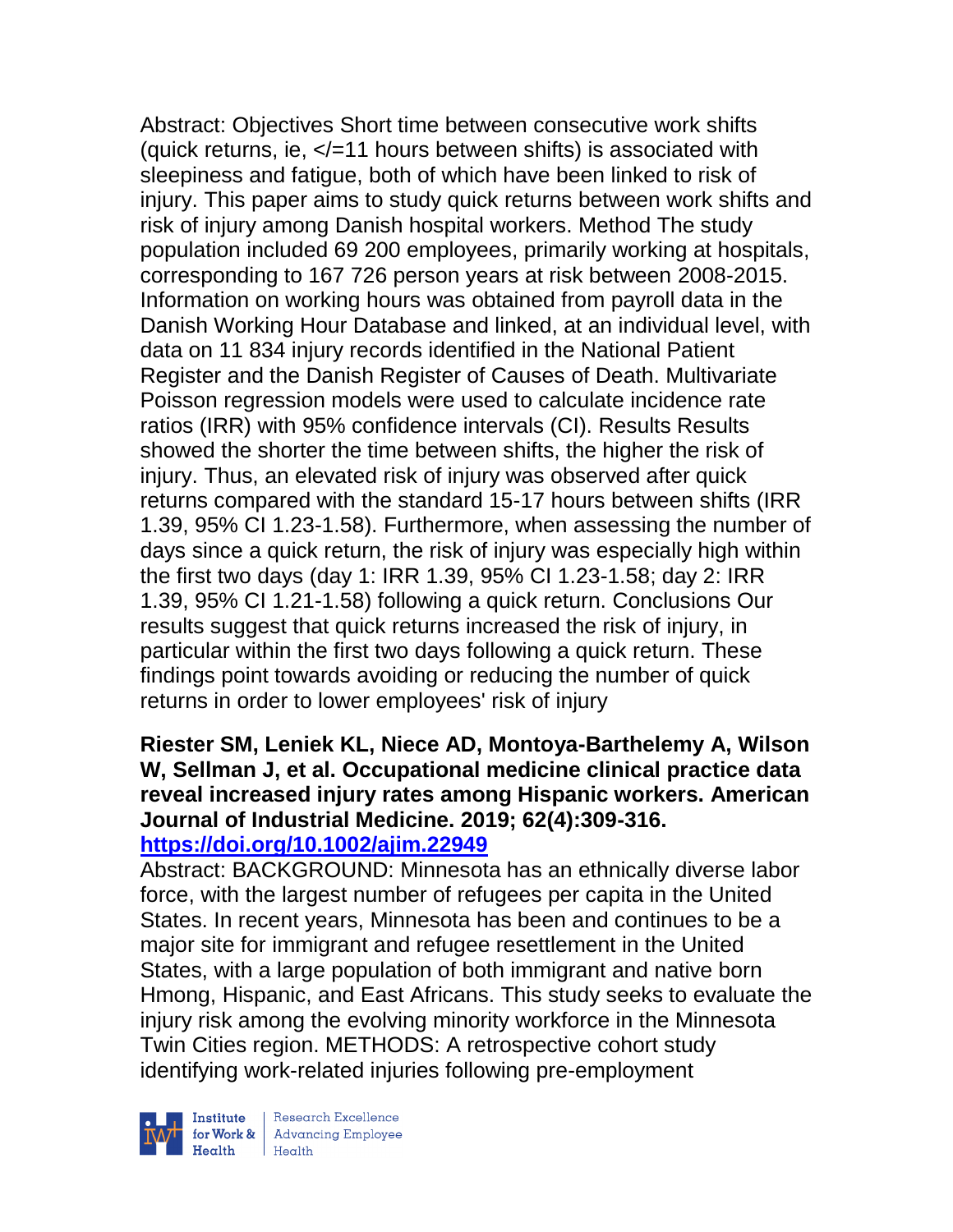Abstract: Objectives Short time between consecutive work shifts (quick returns, ie, </=11 hours between shifts) is associated with sleepiness and fatigue, both of which have been linked to risk of injury. This paper aims to study quick returns between work shifts and risk of injury among Danish hospital workers. Method The study population included 69 200 employees, primarily working at hospitals, corresponding to 167 726 person years at risk between 2008-2015. Information on working hours was obtained from payroll data in the Danish Working Hour Database and linked, at an individual level, with data on 11 834 injury records identified in the National Patient Register and the Danish Register of Causes of Death. Multivariate Poisson regression models were used to calculate incidence rate ratios (IRR) with 95% confidence intervals (CI). Results Results showed the shorter the time between shifts, the higher the risk of injury. Thus, an elevated risk of injury was observed after quick returns compared with the standard 15-17 hours between shifts (IRR 1.39, 95% CI 1.23-1.58). Furthermore, when assessing the number of days since a quick return, the risk of injury was especially high within the first two days (day 1: IRR 1.39, 95% CI 1.23-1.58; day 2: IRR 1.39, 95% CI 1.21-1.58) following a quick return. Conclusions Our results suggest that quick returns increased the risk of injury, in particular within the first two days following a quick return. These findings point towards avoiding or reducing the number of quick returns in order to lower employees' risk of injury

**Riester SM, Leniek KL, Niece AD, Montoya-Barthelemy A, Wilson W, Sellman J, et al. Occupational medicine clinical practice data reveal increased injury rates among Hispanic workers. American Journal of Industrial Medicine. 2019; 62(4):309-316.**
**https://doi.org/10.1002/ajim.22949**

Abstract: BACKGROUND: Minnesota has an ethnically diverse labor force, with the largest number of refugees per capita in the United States. In recent years, Minnesota has been and continues to be a major site for immigrant and refugee resettlement in the United States, with a large population of both immigrant and native born Hmong, Hispanic, and East Africans. This study seeks to evaluate the injury risk among the evolving minority workforce in the Minnesota Twin Cities region. METHODS: A retrospective cohort study identifying work-related injuries following pre-employment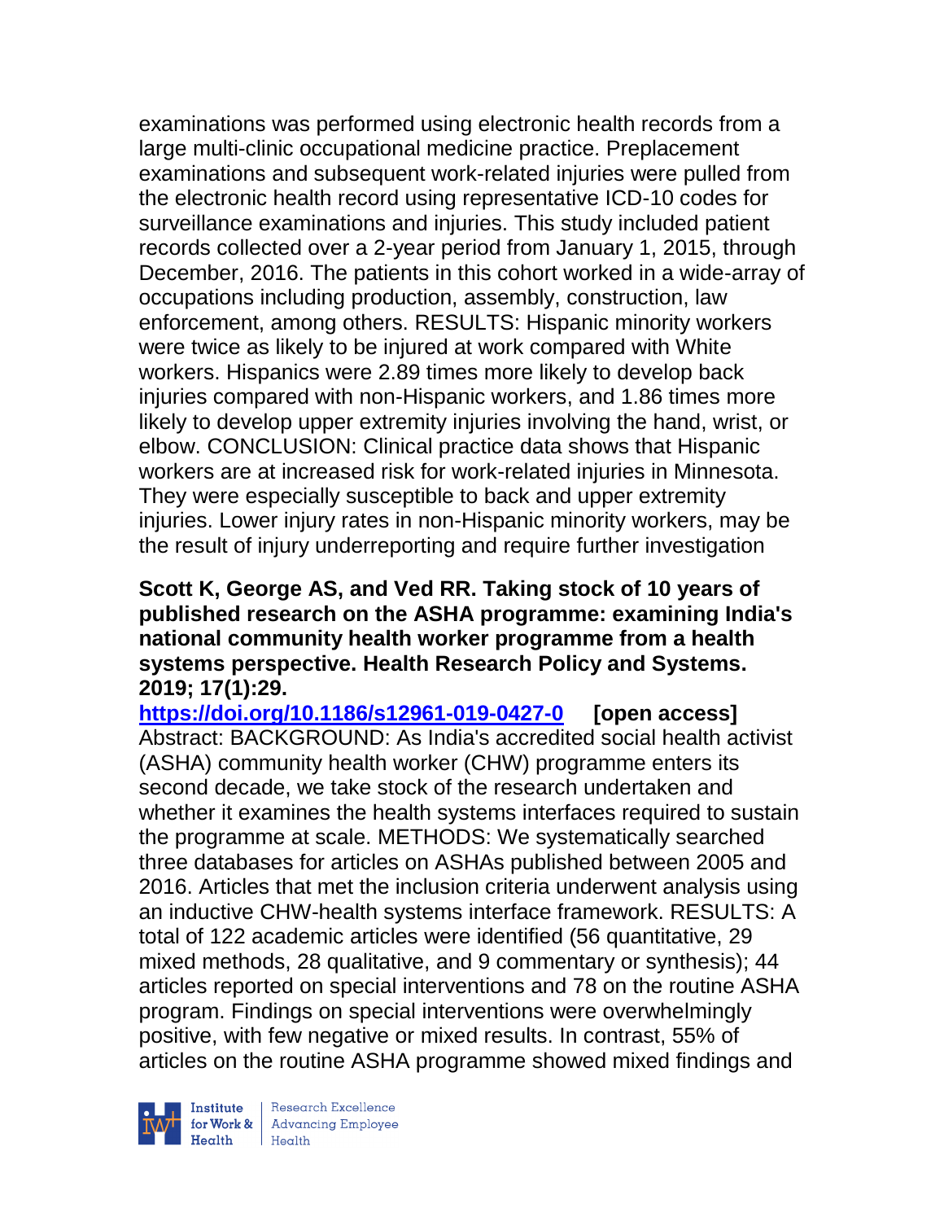examinations was performed using electronic health records from a large multi-clinic occupational medicine practice. Preplacement examinations and subsequent work-related injuries were pulled from the electronic health record using representative ICD-10 codes for surveillance examinations and injuries. This study included patient records collected over a 2-year period from January 1, 2015, through December, 2016. The patients in this cohort worked in a wide-array of occupations including production, assembly, construction, law enforcement, among others. RESULTS: Hispanic minority workers were twice as likely to be injured at work compared with White workers. Hispanics were 2.89 times more likely to develop back injuries compared with non-Hispanic workers, and 1.86 times more likely to develop upper extremity injuries involving the hand, wrist, or elbow. CONCLUSION: Clinical practice data shows that Hispanic workers are at increased risk for work-related injuries in Minnesota. They were especially susceptible to back and upper extremity injuries. Lower injury rates in non-Hispanic minority workers, may be the result of injury underreporting and require further investigation

**Scott K, George AS, and Ved RR. Taking stock of 10 years of published research on the ASHA programme: examining India's national community health worker programme from a health systems perspective. Health Research Policy and Systems. 2019; 17(1):29.**

**https://doi.org/10.1186/s12961-019-0427-0 [open access]**

Abstract: BACKGROUND: As India's accredited social health activist (ASHA) community health worker (CHW) programme enters its second decade, we take stock of the research undertaken and whether it examines the health systems interfaces required to sustain the programme at scale. METHODS: We systematically searched three databases for articles on ASHAs published between 2005 and 2016. Articles that met the inclusion criteria underwent analysis using an inductive CHW-health systems interface framework. RESULTS: A total of 122 academic articles were identified (56 quantitative, 29 mixed methods, 28 qualitative, and 9 commentary or synthesis); 44 articles reported on special interventions and 78 on the routine ASHA program. Findings on special interventions were overwhelmingly positive, with few negative or mixed results. In contrast, 55% of articles on the routine ASHA programme showed mixed findings and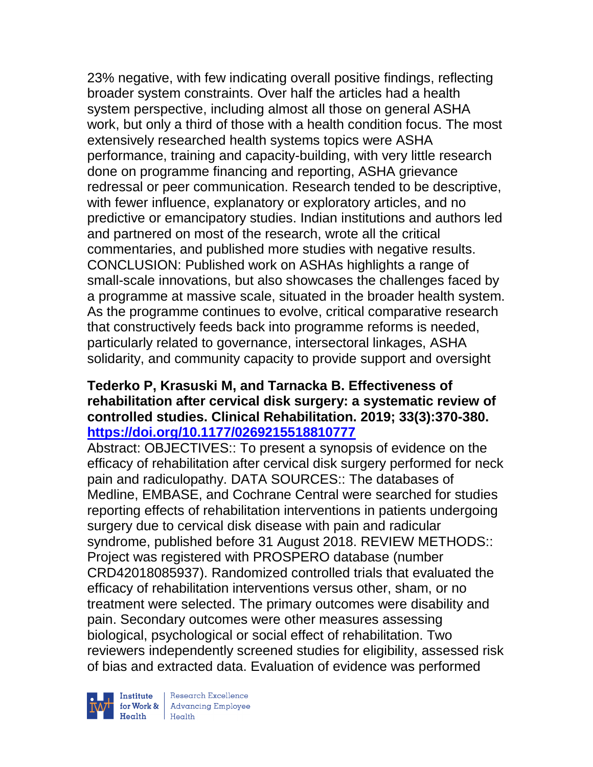23% negative, with few indicating overall positive findings, reflecting broader system constraints. Over half the articles had a health system perspective, including almost all those on general ASHA work, but only a third of those with a health condition focus. The most extensively researched health systems topics were ASHA performance, training and capacity-building, with very little research done on programme financing and reporting, ASHA grievance redressal or peer communication. Research tended to be descriptive, with fewer influence, explanatory or exploratory articles, and no predictive or emancipatory studies. Indian institutions and authors led and partnered on most of the research, wrote all the critical commentaries, and published more studies with negative results. CONCLUSION: Published work on ASHAs highlights a range of small-scale innovations, but also showcases the challenges faced by a programme at massive scale, situated in the broader health system. As the programme continues to evolve, critical comparative research that constructively feeds back into programme reforms is needed, particularly related to governance, intersectoral linkages, ASHA solidarity, and community capacity to provide support and oversight

**Tederko P, Krasuski M, and Tarnacka B. Effectiveness of rehabilitation after cervical disk surgery: a systematic review of controlled studies. Clinical Rehabilitation. 2019; 33(3):370-380. [https://doi.org/10.1177/0269215518810777](https://doi.org/10.1177/0269215518810777)**

Abstract: OBJECTIVES:: To present a synopsis of evidence on the efficacy of rehabilitation after cervical disk surgery performed for neck pain and radiculopathy. DATA SOURCES:: The databases of Medline, EMBASE, and Cochrane Central were searched for studies reporting effects of rehabilitation interventions in patients undergoing surgery due to cervical disk disease with pain and radicular syndrome, published before 31 August 2018. REVIEW METHODS:: Project was registered with PROSPERO database (number CRD42018085937). Randomized controlled trials that evaluated the efficacy of rehabilitation interventions versus other, sham, or no treatment were selected. The primary outcomes were disability and pain. Secondary outcomes were other measures assessing biological, psychological or social effect of rehabilitation. Two reviewers independently screened studies for eligibility, assessed risk of bias and extracted data. Evaluation of evidence was performed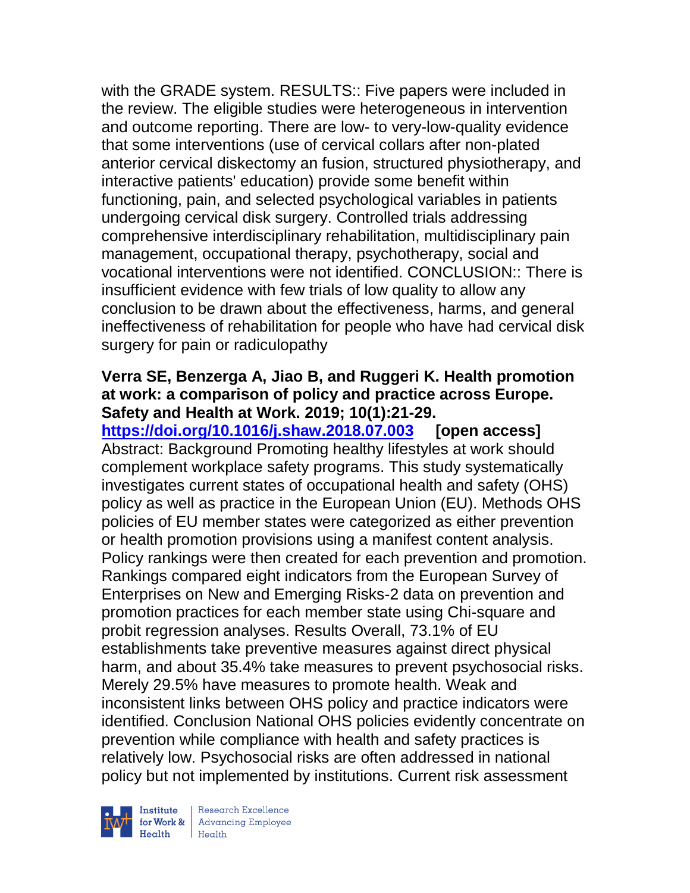with the GRADE system. RESULTS:: Five papers were included in the review. The eligible studies were heterogeneous in intervention and outcome reporting. There are low- to very-low-quality evidence that some interventions (use of cervical collars after non-plated anterior cervical diskectomy an fusion, structured physiotherapy, and interactive patients' education) provide some benefit within functioning, pain, and selected psychological variables in patients undergoing cervical disk surgery. Controlled trials addressing comprehensive interdisciplinary rehabilitation, multidisciplinary pain management, occupational therapy, psychotherapy, social and vocational interventions were not identified. CONCLUSION:: There is insufficient evidence with few trials of low quality to allow any conclusion to be drawn about the effectiveness, harms, and general ineffectiveness of rehabilitation for people who have had cervical disk surgery for pain or radiculopathy

**Verra SE, Benzerga A, Jiao B, and Ruggeri K. Health promotion at work: a comparison of policy and practice across Europe. Safety and Health at Work. 2019; 10(1):21-29.**
**https://doi.org/10.1016/j.shaw.2018.07.003 [open access]**
Abstract: Background Promoting healthy lifestyles at work should complement workplace safety programs. This study systematically investigates current states of occupational health and safety (OHS) policy as well as practice in the European Union (EU). Methods OHS policies of EU member states were categorized as either prevention or health promotion provisions using a manifest content analysis. Policy rankings were then created for each prevention and promotion. Rankings compared eight indicators from the European Survey of Enterprises on New and Emerging Risks-2 data on prevention and promotion practices for each member state using Chi-square and probit regression analyses. Results Overall, 73.1% of EU establishments take preventive measures against direct physical harm, and about 35.4% take measures to prevent psychosocial risks. Merely 29.5% have measures to promote health. Weak and inconsistent links between OHS policy and practice indicators were identified. Conclusion National OHS policies evidently concentrate on prevention while compliance with health and safety practices is relatively low. Psychosocial risks are often addressed in national policy but not implemented by institutions. Current risk assessment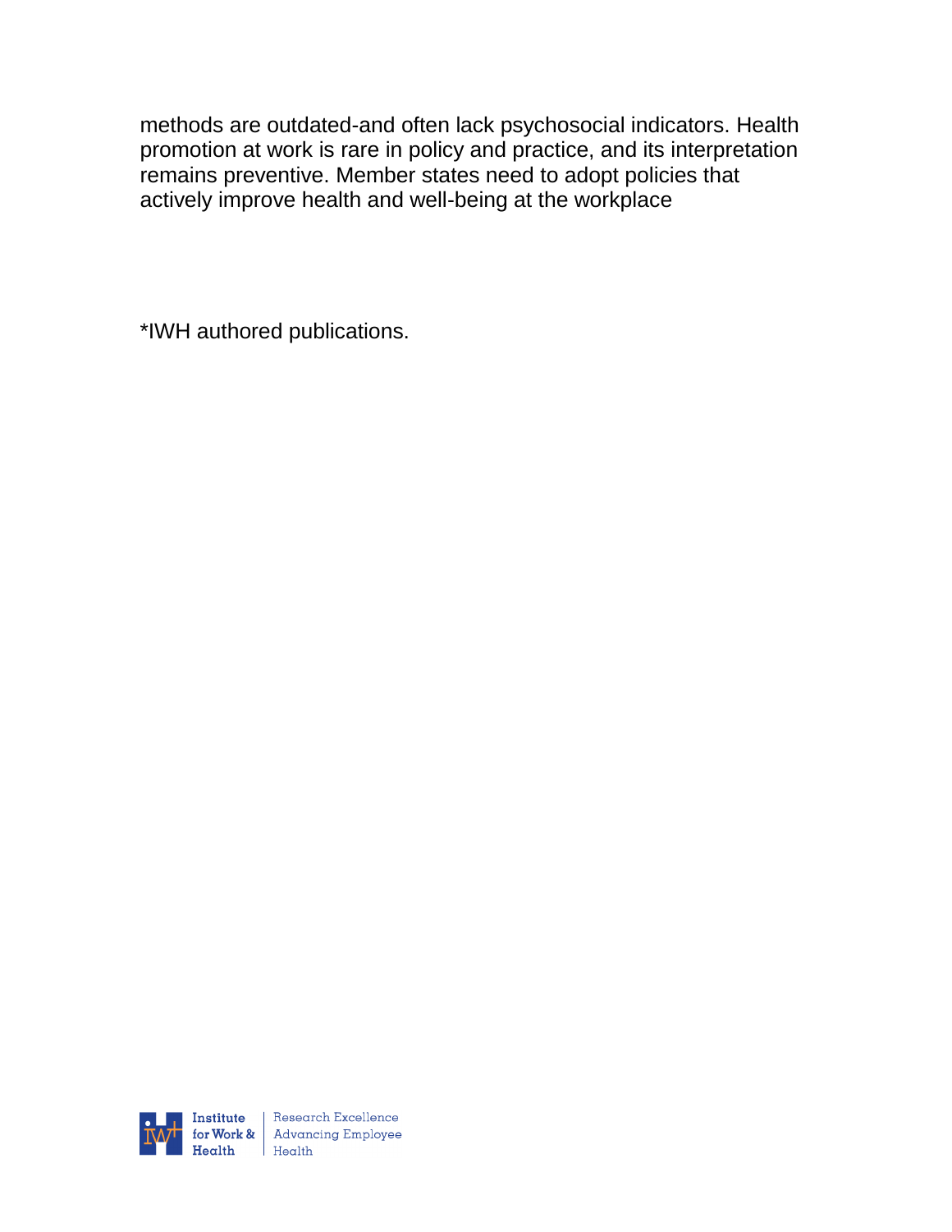methods are outdated-and often lack psychosocial indicators. Health promotion at work is rare in policy and practice, and its interpretation remains preventive. Member states need to adopt policies that actively improve health and well-being at the workplace

*IWH authored publications.